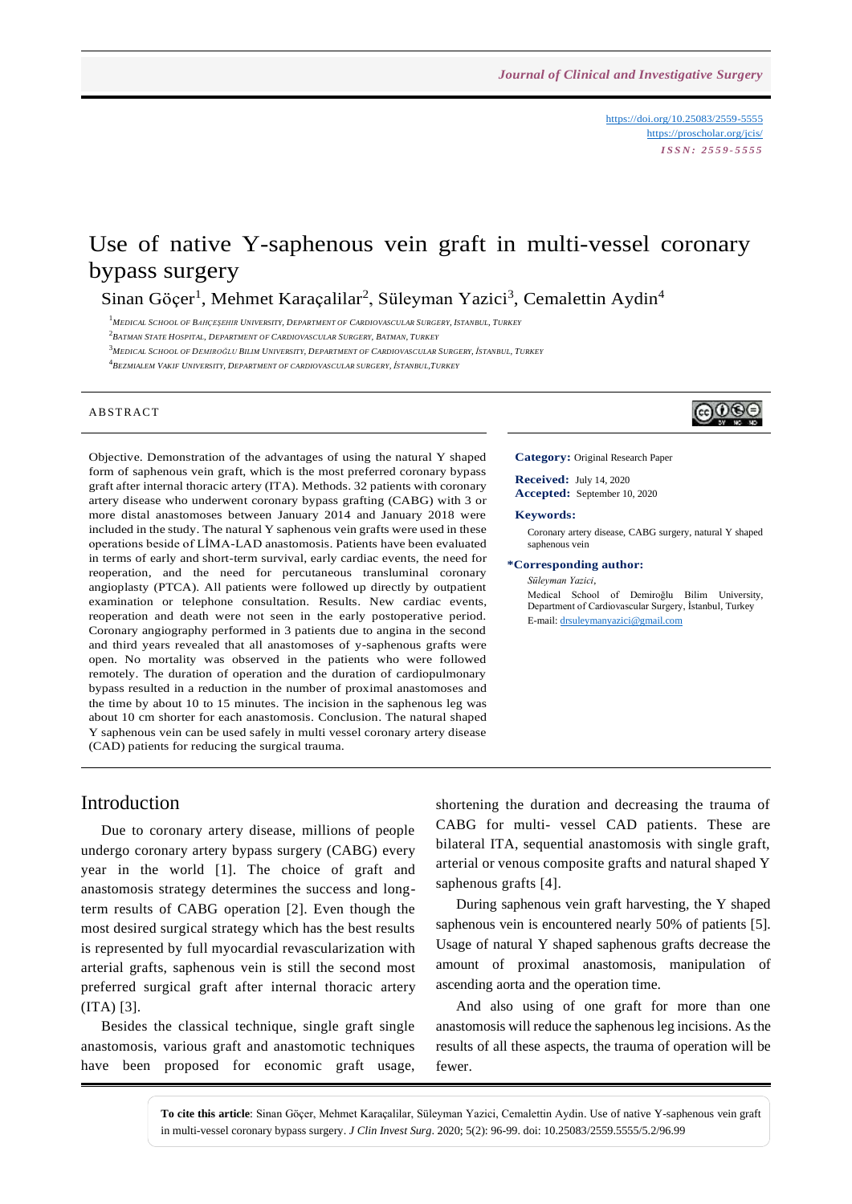https://doi.org/10.25083/2559-5555
https://proscholar.org/jcis/
*ISSN: 2559-5555*

# Use of native Y-saphenous vein graft in multi-vessel coronary bypass surgery

Sinan Göçer[1], Mehmet Karaçalilar[2], Süleyman Yazici[3], Cemalettin Aydin[4]

[1]Medical School of Bahçeşehir University, Department of Cardiovascular Surgery, Istanbul, Turkey
[2]Batman State Hospital, Department of Cardiovascular Surgery, Batman, Turkey
[3]Medical School of Demiroğlu Bilim University, Department of Cardiovascular Surgery, İstanbul, Turkey
[4]Bezmialem Vakif University, Department of cardiovascular surgery, İstanbul,Turkey

## ABSTRACT

Objective. Demonstration of the advantages of using the natural Y shaped form of saphenous vein graft, which is the most preferred coronary bypass graft after internal thoracic artery (ITA). Methods. 32 patients with coronary artery disease who underwent coronary bypass grafting (CABG) with 3 or more distal anastomoses between January 2014 and January 2018 were included in the study. The natural Y saphenous vein grafts were used in these operations beside of LİMA-LAD anastomosis. Patients have been evaluated in terms of early and short-term survival, early cardiac events, the need for reoperation, and the need for percutaneous transluminal coronary angioplasty (PTCA). All patients were followed up directly by outpatient examination or telephone consultation. Results. New cardiac events, reoperation and death were not seen in the early postoperative period. Coronary angiography performed in 3 patients due to angina in the second and third years revealed that all anastomoses of y-saphenous grafts were open. No mortality was observed in the patients who were followed remotely. The duration of operation and the duration of cardiopulmonary bypass resulted in a reduction in the number of proximal anastomoses and the time by about 10 to 15 minutes. The incision in the saphenous leg was about 10 cm shorter for each anastomosis. Conclusion. The natural shaped Y saphenous vein can be used safely in multi vessel coronary artery disease (CAD) patients for reducing the surgical trauma.

**Category:** Original Research Paper

**Received:** July 14, 2020
**Accepted:** September 10, 2020

**Keywords:**
Coronary artery disease, CABG surgery, natural Y shaped saphenous vein

**\*Corresponding author:**
*Süleyman Yazici*,
Medical School of Demiroğlu Bilim University, Department of Cardiovascular Surgery, İstanbul, Turkey
E-mail: drsuleymanyazici@gmail.com

## Introduction

Due to coronary artery disease, millions of people undergo coronary artery bypass surgery (CABG) every year in the world [1]. The choice of graft and anastomosis strategy determines the success and long-term results of CABG operation [2]. Even though the most desired surgical strategy which has the best results is represented by full myocardial revascularization with arterial grafts, saphenous vein is still the second most preferred surgical graft after internal thoracic artery (ITA) [3].

Besides the classical technique, single graft single anastomosis, various graft and anastomotic techniques have been proposed for economic graft usage, shortening the duration and decreasing the trauma of CABG for multi- vessel CAD patients. These are bilateral ITA, sequential anastomosis with single graft, arterial or venous composite grafts and natural shaped Y saphenous grafts [4].

During saphenous vein graft harvesting, the Y shaped saphenous vein is encountered nearly 50% of patients [5]. Usage of natural Y shaped saphenous grafts decrease the amount of proximal anastomosis, manipulation of ascending aorta and the operation time.

And also using of one graft for more than one anastomosis will reduce the saphenous leg incisions. As the results of all these aspects, the trauma of operation will be fewer.

**To cite this article**: Sinan Göçer, Mehmet Karaçalilar, Süleyman Yazici, Cemalettin Aydin. Use of native Y-saphenous vein graft in multi-vessel coronary bypass surgery. *J Clin Invest Surg*. 2020; 5(2): 96-99. doi: 10.25083/2559.5555/5.2/96.99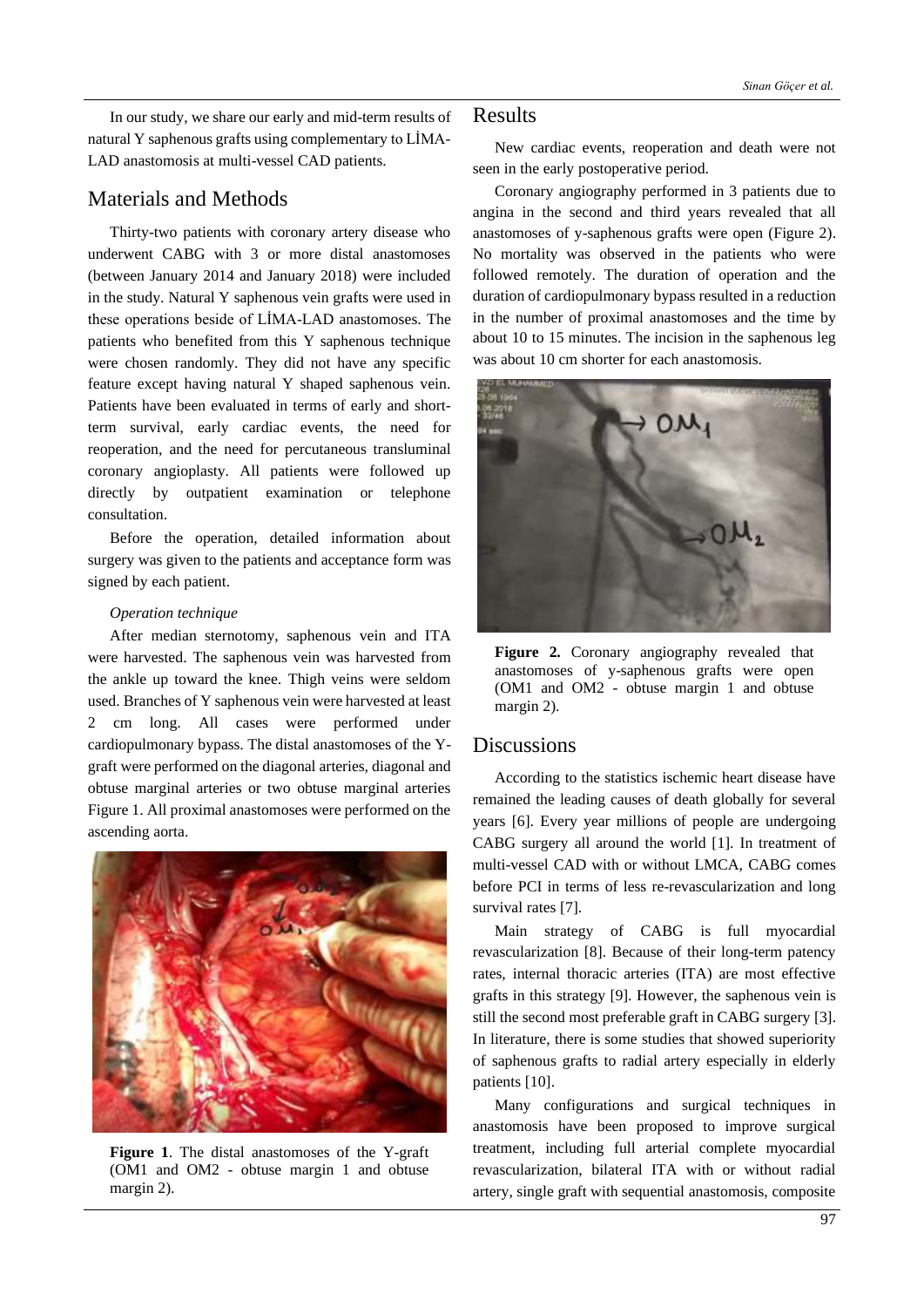In our study, we share our early and mid-term results of natural Y saphenous grafts using complementary to LİMA-LAD anastomosis at multi-vessel CAD patients.

## Materials and Methods

Thirty-two patients with coronary artery disease who underwent CABG with 3 or more distal anastomoses (between January 2014 and January 2018) were included in the study. Natural Y saphenous vein grafts were used in these operations beside of LİMA-LAD anastomoses. The patients who benefited from this Y saphenous technique were chosen randomly. They did not have any specific feature except having natural Y shaped saphenous vein. Patients have been evaluated in terms of early and short-term survival, early cardiac events, the need for reoperation, and the need for percutaneous transluminal coronary angioplasty. All patients were followed up directly by outpatient examination or telephone consultation.

Before the operation, detailed information about surgery was given to the patients and acceptance form was signed by each patient.

### *Operation technique*

After median sternotomy, saphenous vein and ITA were harvested. The saphenous vein was harvested from the ankle up toward the knee. Thigh veins were seldom used. Branches of Y saphenous vein were harvested at least 2 cm long. All cases were performed under cardiopulmonary bypass. The distal anastomoses of the Y-graft were performed on the diagonal arteries, diagonal and obtuse marginal arteries or two obtuse marginal arteries Figure 1. All proximal anastomoses were performed on the ascending aorta.

**Figure 1**. The distal anastomoses of the Y-graft (OM1 and OM2 - obtuse margin 1 and obtuse margin 2).

## Results

New cardiac events, reoperation and death were not seen in the early postoperative period.

Coronary angiography performed in 3 patients due to angina in the second and third years revealed that all anastomoses of y-saphenous grafts were open (Figure 2). No mortality was observed in the patients who were followed remotely. The duration of operation and the duration of cardiopulmonary bypass resulted in a reduction in the number of proximal anastomoses and the time by about 10 to 15 minutes. The incision in the saphenous leg was about 10 cm shorter for each anastomosis.

**Figure 2.** Coronary angiography revealed that anastomoses of y-saphenous grafts were open (OM1 and OM2 - obtuse margin 1 and obtuse margin 2).

## Discussions

According to the statistics ischemic heart disease have remained the leading causes of death globally for several years [6]. Every year millions of people are undergoing CABG surgery all around the world [1]. In treatment of multi-vessel CAD with or without LMCA, CABG comes before PCI in terms of less re-revascularization and long survival rates [7].

Main strategy of CABG is full myocardial revascularization [8]. Because of their long-term patency rates, internal thoracic arteries (ITA) are most effective grafts in this strategy [9]. However, the saphenous vein is still the second most preferable graft in CABG surgery [3]. In literature, there is some studies that showed superiority of saphenous grafts to radial artery especially in elderly patients [10].

Many configurations and surgical techniques in anastomosis have been proposed to improve surgical treatment, including full arterial complete myocardial revascularization, bilateral ITA with or without radial artery, single graft with sequential anastomosis, composite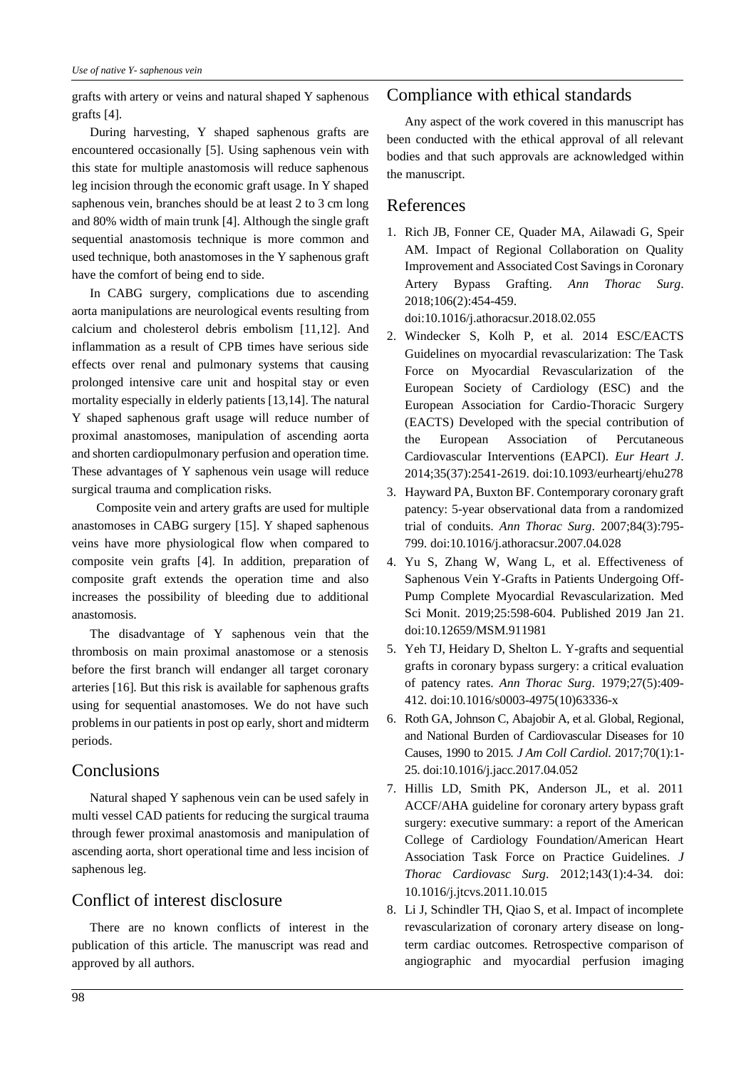grafts with artery or veins and natural shaped Y saphenous grafts [4].

During harvesting, Y shaped saphenous grafts are encountered occasionally [5]. Using saphenous vein with this state for multiple anastomosis will reduce saphenous leg incision through the economic graft usage. In Y shaped saphenous vein, branches should be at least 2 to 3 cm long and 80% width of main trunk [4]. Although the single graft sequential anastomosis technique is more common and used technique, both anastomoses in the Y saphenous graft have the comfort of being end to side.

In CABG surgery, complications due to ascending aorta manipulations are neurological events resulting from calcium and cholesterol debris embolism [11,12]. And inflammation as a result of CPB times have serious side effects over renal and pulmonary systems that causing prolonged intensive care unit and hospital stay or even mortality especially in elderly patients [13,14]. The natural Y shaped saphenous graft usage will reduce number of proximal anastomoses, manipulation of ascending aorta and shorten cardiopulmonary perfusion and operation time. These advantages of Y saphenous vein usage will reduce surgical trauma and complication risks.

Composite vein and artery grafts are used for multiple anastomoses in CABG surgery [15]. Y shaped saphenous veins have more physiological flow when compared to composite vein grafts [4]. In addition, preparation of composite graft extends the operation time and also increases the possibility of bleeding due to additional anastomosis.

The disadvantage of Y saphenous vein that the thrombosis on main proximal anastomose or a stenosis before the first branch will endanger all target coronary arteries [16]. But this risk is available for saphenous grafts using for sequential anastomoses. We do not have such problems in our patients in post op early, short and midterm periods.

## Conclusions

Natural shaped Y saphenous vein can be used safely in multi vessel CAD patients for reducing the surgical trauma through fewer proximal anastomosis and manipulation of ascending aorta, short operational time and less incision of saphenous leg.

## Conflict of interest disclosure

There are no known conflicts of interest in the publication of this article. The manuscript was read and approved by all authors.

## Compliance with ethical standards

Any aspect of the work covered in this manuscript has been conducted with the ethical approval of all relevant bodies and that such approvals are acknowledged within the manuscript.

## References

1. Rich JB, Fonner CE, Quader MA, Ailawadi G, Speir AM. Impact of Regional Collaboration on Quality Improvement and Associated Cost Savings in Coronary Artery Bypass Grafting. *Ann Thorac Surg*. 2018;106(2):454-459. doi:10.1016/j.athoracsur.2018.02.055
2. Windecker S, Kolh P, et al. 2014 ESC/EACTS Guidelines on myocardial revascularization: The Task Force on Myocardial Revascularization of the European Society of Cardiology (ESC) and the European Association for Cardio-Thoracic Surgery (EACTS) Developed with the special contribution of the European Association of Percutaneous Cardiovascular Interventions (EAPCI). *Eur Heart J*. 2014;35(37):2541-2619. doi:10.1093/eurheartj/ehu278
3. Hayward PA, Buxton BF. Contemporary coronary graft patency: 5-year observational data from a randomized trial of conduits. *Ann Thorac Surg*. 2007;84(3):795-799. doi:10.1016/j.athoracsur.2007.04.028
4. Yu S, Zhang W, Wang L, et al. Effectiveness of Saphenous Vein Y-Grafts in Patients Undergoing Off-Pump Complete Myocardial Revascularization. Med Sci Monit. 2019;25:598-604. Published 2019 Jan 21. doi:10.12659/MSM.911981
5. Yeh TJ, Heidary D, Shelton L. Y-grafts and sequential grafts in coronary bypass surgery: a critical evaluation of patency rates. *Ann Thorac Surg*. 1979;27(5):409-412. doi:10.1016/s0003-4975(10)63336-x
6. Roth GA, Johnson C, Abajobir A, et al. Global, Regional, and National Burden of Cardiovascular Diseases for 10 Causes, 1990 to 2015. *J Am Coll Cardiol*. 2017;70(1):1-25. doi:10.1016/j.jacc.2017.04.052
7. Hillis LD, Smith PK, Anderson JL, et al. 2011 ACCF/AHA guideline for coronary artery bypass graft surgery: executive summary: a report of the American College of Cardiology Foundation/American Heart Association Task Force on Practice Guidelines. *J Thorac Cardiovasc Surg*. 2012;143(1):4-34. doi: 10.1016/j.jtcvs.2011.10.015
8. Li J, Schindler TH, Qiao S, et al. Impact of incomplete revascularization of coronary artery disease on long-term cardiac outcomes. Retrospective comparison of angiographic and myocardial perfusion imaging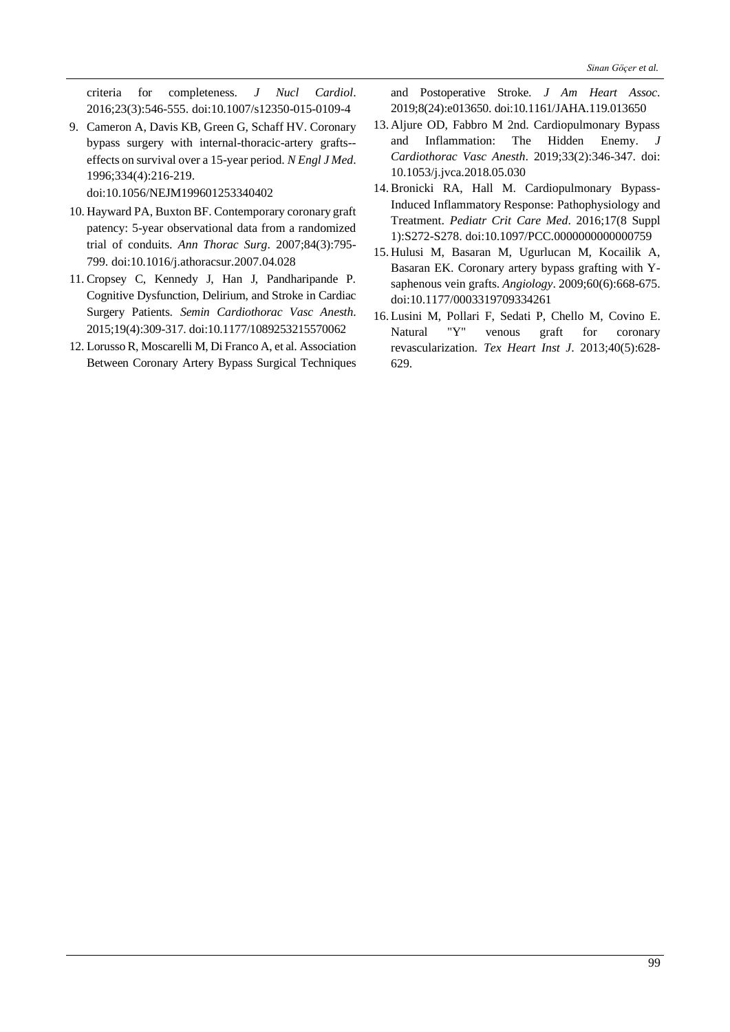criteria for completeness. *J Nucl Cardiol*. 2016;23(3):546-555. doi:10.1007/s12350-015-0109-4

9. Cameron A, Davis KB, Green G, Schaff HV. Coronary bypass surgery with internal-thoracic-artery grafts--effects on survival over a 15-year period. *N Engl J Med*. 1996;334(4):216-219. doi:10.1056/NEJM199601253340402
10. Hayward PA, Buxton BF. Contemporary coronary graft patency: 5-year observational data from a randomized trial of conduits. *Ann Thorac Surg*. 2007;84(3):795-799. doi:10.1016/j.athoracsur.2007.04.028
11. Cropsey C, Kennedy J, Han J, Pandharipande P. Cognitive Dysfunction, Delirium, and Stroke in Cardiac Surgery Patients. *Semin Cardiothorac Vasc Anesth*. 2015;19(4):309-317. doi:10.1177/1089253215570062
12. Lorusso R, Moscarelli M, Di Franco A, et al. Association Between Coronary Artery Bypass Surgical Techniques and Postoperative Stroke. *J Am Heart Assoc*. 2019;8(24):e013650. doi:10.1161/JAHA.119.013650
13. Aljure OD, Fabbro M 2nd. Cardiopulmonary Bypass and Inflammation: The Hidden Enemy. *J Cardiothorac Vasc Anesth*. 2019;33(2):346-347. doi: 10.1053/j.jvca.2018.05.030
14. Bronicki RA, Hall M. Cardiopulmonary Bypass-Induced Inflammatory Response: Pathophysiology and Treatment. *Pediatr Crit Care Med*. 2016;17(8 Suppl 1):S272-S278. doi:10.1097/PCC.0000000000000759
15. Hulusi M, Basaran M, Ugurlucan M, Kocailik A, Basaran EK. Coronary artery bypass grafting with Y-saphenous vein grafts. *Angiology*. 2009;60(6):668-675. doi:10.1177/0003319709334261
16. Lusini M, Pollari F, Sedati P, Chello M, Covino E. Natural "Y" venous graft for coronary revascularization. *Tex Heart Inst J*. 2013;40(5):628-629.